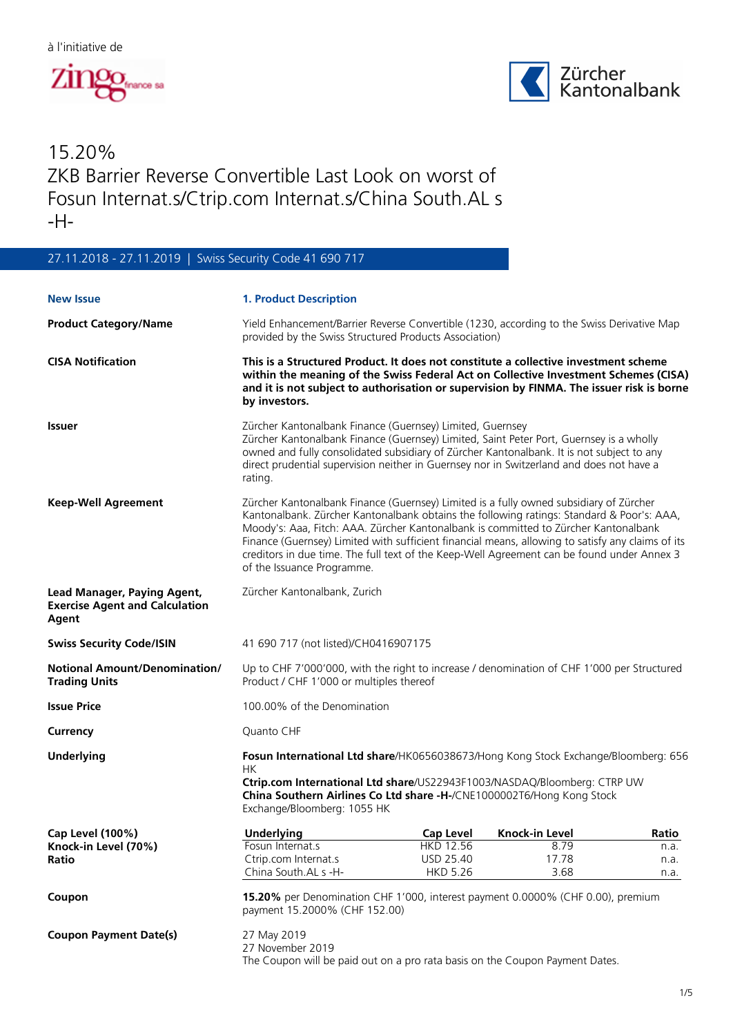à l'initiative de

zingo finance sa

Zürcher Kantonalbank

# 15.20%
# ZKB Barrier Reverse Convertible Last Look on worst of Fosun Internat.s/Ctrip.com Internat.s/China South.AL s -H-

27.11.2018 - 27.11.2019 | Swiss Security Code 41 690 717

**New Issue**

## 1. Product Description

**Product Category/Name**

Yield Enhancement/Barrier Reverse Convertible (1230, according to the Swiss Derivative Map provided by the Swiss Structured Products Association)

**CISA Notification**

**This is a Structured Product. It does not constitute a collective investment scheme within the meaning of the Swiss Federal Act on Collective Investment Schemes (CISA) and it is not subject to authorisation or supervision by FINMA. The issuer risk is borne by investors.**

**Issuer**

Zürcher Kantonalbank Finance (Guernsey) Limited, Guernsey
Zürcher Kantonalbank Finance (Guernsey) Limited, Saint Peter Port, Guernsey is a wholly owned and fully consolidated subsidiary of Zürcher Kantonalbank. It is not subject to any direct prudential supervision neither in Guernsey nor in Switzerland and does not have a rating.

**Keep-Well Agreement**

Zürcher Kantonalbank Finance (Guernsey) Limited is a fully owned subsidiary of Zürcher Kantonalbank. Zürcher Kantonalbank obtains the following ratings: Standard & Poor's: AAA, Moody's: Aaa, Fitch: AAA. Zürcher Kantonalbank is committed to Zürcher Kantonalbank Finance (Guernsey) Limited with sufficient financial means, allowing to satisfy any claims of its creditors in due time. The full text of the Keep-Well Agreement can be found under Annex 3 of the Issuance Programme.

**Lead Manager, Paying Agent, Exercise Agent and Calculation Agent**

Zürcher Kantonalbank, Zurich

**Swiss Security Code/ISIN**

41 690 717 (not listed)/CH0416907175

**Notional Amount/Denomination/ Trading Units**

Up to CHF 7'000'000, with the right to increase / denomination of CHF 1'000 per Structured Product / CHF 1'000 or multiples thereof

**Issue Price**

100.00% of the Denomination

**Currency**

Quanto CHF

**Underlying**

**Fosun International Ltd share**/HK0656038673/Hong Kong Stock Exchange/Bloomberg: 656 HK
**Ctrip.com International Ltd share**/US22943F1003/NASDAQ/Bloomberg: CTRP UW
**China Southern Airlines Co Ltd share -H-**/CNE1000002T6/Hong Kong Stock Exchange/Bloomberg: 1055 HK

**Cap Level (100%)**
**Knock-in Level (70%)**
**Ratio**

| Underlying | Cap Level | Knock-in Level | Ratio |
|---|---|---|---|
| Fosun Internat.s | HKD 12.56 | 8.79 | n.a. |
| Ctrip.com Internat.s | USD 25.40 | 17.78 | n.a. |
| China South.AL s -H- | HKD 5.26 | 3.68 | n.a. |

**Coupon**

**15.20%** per Denomination CHF 1'000, interest payment 0.0000% (CHF 0.00), premium payment 15.2000% (CHF 152.00)

**Coupon Payment Date(s)**

27 May 2019
27 November 2019
The Coupon will be paid out on a pro rata basis on the Coupon Payment Dates.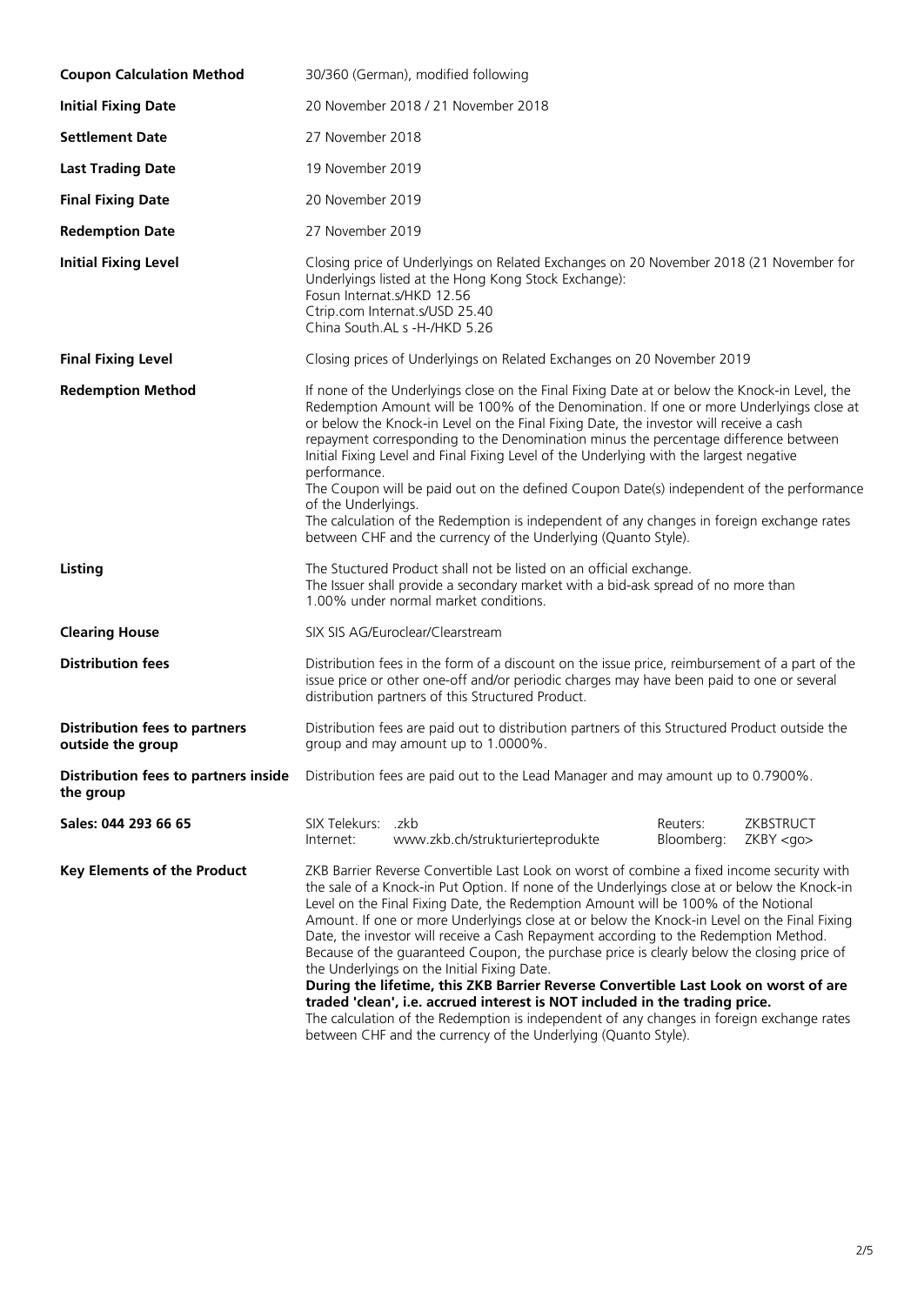| | |
|---|---|
| **Coupon Calculation Method** | 30/360 (German), modified following |
| **Initial Fixing Date** | 20 November 2018 / 21 November 2018 |
| **Settlement Date** | 27 November 2018 |
| **Last Trading Date** | 19 November 2019 |
| **Final Fixing Date** | 20 November 2019 |
| **Redemption Date** | 27 November 2019 |
| **Initial Fixing Level** | Closing price of Underlyings on Related Exchanges on 20 November 2018 (21 November for Underlyings listed at the Hong Kong Stock Exchange):<br>Fosun Internat.s/HKD 12.56<br>Ctrip.com Internat.s/USD 25.40<br>China South.AL s -H-/HKD 5.26 |
| **Final Fixing Level** | Closing prices of Underlyings on Related Exchanges on 20 November 2019 |
| **Redemption Method** | If none of the Underlyings close on the Final Fixing Date at or below the Knock-in Level, the Redemption Amount will be 100% of the Denomination. If one or more Underlyings close at or below the Knock-in Level on the Final Fixing Date, the investor will receive a cash repayment corresponding to the Denomination minus the percentage difference between Initial Fixing Level and Final Fixing Level of the Underlying with the largest negative performance.<br>The Coupon will be paid out on the defined Coupon Date(s) independent of the performance of the Underlyings.<br>The calculation of the Redemption is independent of any changes in foreign exchange rates between CHF and the currency of the Underlying (Quanto Style). |
| **Listing** | The Stuctured Product shall not be listed on an official exchange.<br>The Issuer shall provide a secondary market with a bid-ask spread of no more than 1.00% under normal market conditions. |
| **Clearing House** | SIX SIS AG/Euroclear/Clearstream |
| **Distribution fees** | Distribution fees in the form of a discount on the issue price, reimbursement of a part of the issue price or other one-off and/or periodic charges may have been paid to one or several distribution partners of this Structured Product. |
| **Distribution fees to partners outside the group** | Distribution fees are paid out to distribution partners of this Structured Product outside the group and may amount up to 1.0000%. |
| **Distribution fees to partners inside the group** | Distribution fees are paid out to the Lead Manager and may amount up to 0.7900%. |
| **Sales: 044 293 66 65** | SIX Telekurs: .zkb &nbsp;&nbsp; Reuters: ZKBSTRUCT<br>Internet: www.zkb.ch/strukturierteprodukte &nbsp;&nbsp; Bloomberg: ZKBY <go> |
| **Key Elements of the Product** | ZKB Barrier Reverse Convertible Last Look on worst of combine a fixed income security with the sale of a Knock-in Put Option. If none of the Underlyings close at or below the Knock-in Level on the Final Fixing Date, the Redemption Amount will be 100% of the Notional Amount. If one or more Underlyings close at or below the Knock-in Level on the Final Fixing Date, the investor will receive a Cash Repayment according to the Redemption Method. Because of the guaranteed Coupon, the purchase price is clearly below the closing price of the Underlyings on the Initial Fixing Date.<br>**During the lifetime, this ZKB Barrier Reverse Convertible Last Look on worst of are traded 'clean', i.e. accrued interest is NOT included in the trading price.**<br>The calculation of the Redemption is independent of any changes in foreign exchange rates between CHF and the currency of the Underlying (Quanto Style). |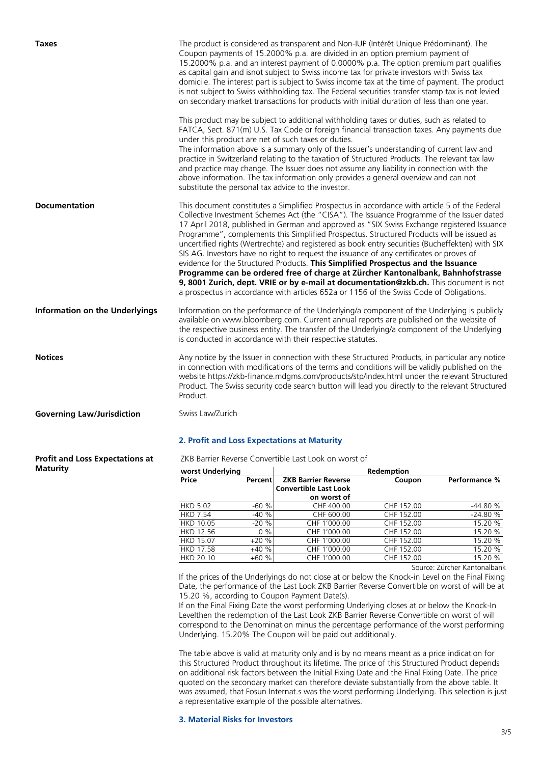**Taxes**

The product is considered as transparent and Non-IUP (Intérêt Unique Prédominant). The Coupon payments of 15.2000% p.a. are divided in an option premium payment of 15.2000% p.a. and an interest payment of 0.0000% p.a. The option premium part qualifies as capital gain and isnot subject to Swiss income tax for private investors with Swiss tax domicile. The interest part is subject to Swiss income tax at the time of payment. The product is not subject to Swiss withholding tax. The Federal securities transfer stamp tax is not levied on secondary market transactions for products with initial duration of less than one year.

This product may be subject to additional withholding taxes or duties, such as related to FATCA, Sect. 871(m) U.S. Tax Code or foreign financial transaction taxes. Any payments due under this product are net of such taxes or duties.
The information above is a summary only of the Issuer's understanding of current law and practice in Switzerland relating to the taxation of Structured Products. The relevant tax law and practice may change. The Issuer does not assume any liability in connection with the above information. The tax information only provides a general overview and can not substitute the personal tax advice to the investor.

**Documentation**

This document constitutes a Simplified Prospectus in accordance with article 5 of the Federal Collective Investment Schemes Act (the "CISA"). The Issuance Programme of the Issuer dated 17 April 2018, published in German and approved as "SIX Swiss Exchange registered Issuance Programme", complements this Simplified Prospectus. Structured Products will be issued as uncertified rights (Wertrechte) and registered as book entry securities (Bucheffekten) with SIX SIS AG. Investors have no right to request the issuance of any certificates or proves of evidence for the Structured Products. **This Simplified Prospectus and the Issuance Programme can be ordered free of charge at Zürcher Kantonalbank, Bahnhofstrasse 9, 8001 Zurich, dept. VRIE or by e-mail at documentation@zkb.ch.** This document is not a prospectus in accordance with articles 652a or 1156 of the Swiss Code of Obligations.

**Information on the Underlyings**

Information on the performance of the Underlying/a component of the Underlying is publicly available on www.bloomberg.com. Current annual reports are published on the website of the respective business entity. The transfer of the Underlying/a component of the Underlying is conducted in accordance with their respective statutes.

**Notices**

Any notice by the Issuer in connection with these Structured Products, in particular any notice in connection with modifications of the terms and conditions will be validly published on the website https://zkb-finance.mdgms.com/products/stp/index.html under the relevant Structured Product. The Swiss security code search button will lead you directly to the relevant Structured Product.

**Governing Law/Jurisdiction**

Swiss Law/Zurich

## 2. Profit and Loss Expectations at Maturity

**Profit and Loss Expectations at Maturity**

ZKB Barrier Reverse Convertible Last Look on worst of

| worst Underlying | | Redemption | | |
|---|---|---|---|---|
| Price | Percent | ZKB Barrier Reverse Convertible Last Look on worst of | Coupon | Performance % |
| HKD 5.02 | -60 % | CHF 400.00 | CHF 152.00 | -44.80 % |
| HKD 7.54 | -40 % | CHF 600.00 | CHF 152.00 | -24.80 % |
| HKD 10.05 | -20 % | CHF 1'000.00 | CHF 152.00 | 15.20 % |
| HKD 12.56 | 0 % | CHF 1'000.00 | CHF 152.00 | 15.20 % |
| HKD 15.07 | +20 % | CHF 1'000.00 | CHF 152.00 | 15.20 % |
| HKD 17.58 | +40 % | CHF 1'000.00 | CHF 152.00 | 15.20 % |
| HKD 20.10 | +60 % | CHF 1'000.00 | CHF 152.00 | 15.20 % |

Source: Zürcher Kantonalbank

If the prices of the Underlyings do not close at or below the Knock-in Level on the Final Fixing Date, the performance of the Last Look ZKB Barrier Reverse Convertible on worst of will be at 15.20 %, according to Coupon Payment Date(s).
If on the Final Fixing Date the worst performing Underlying closes at or below the Knock-In Levelthen the redemption of the Last Look ZKB Barrier Reverse Convertible on worst of will correspond to the Denomination minus the percentage performance of the worst performing Underlying. 15.20% The Coupon will be paid out additionally.

The table above is valid at maturity only and is by no means meant as a price indication for this Structured Product throughout its lifetime. The price of this Structured Product depends on additional risk factors between the Initial Fixing Date and the Final Fixing Date. The price quoted on the secondary market can therefore deviate substantially from the above table. It was assumed, that Fosun Internat.s was the worst performing Underlying. This selection is just a representative example of the possible alternatives.

## 3. Material Risks for Investors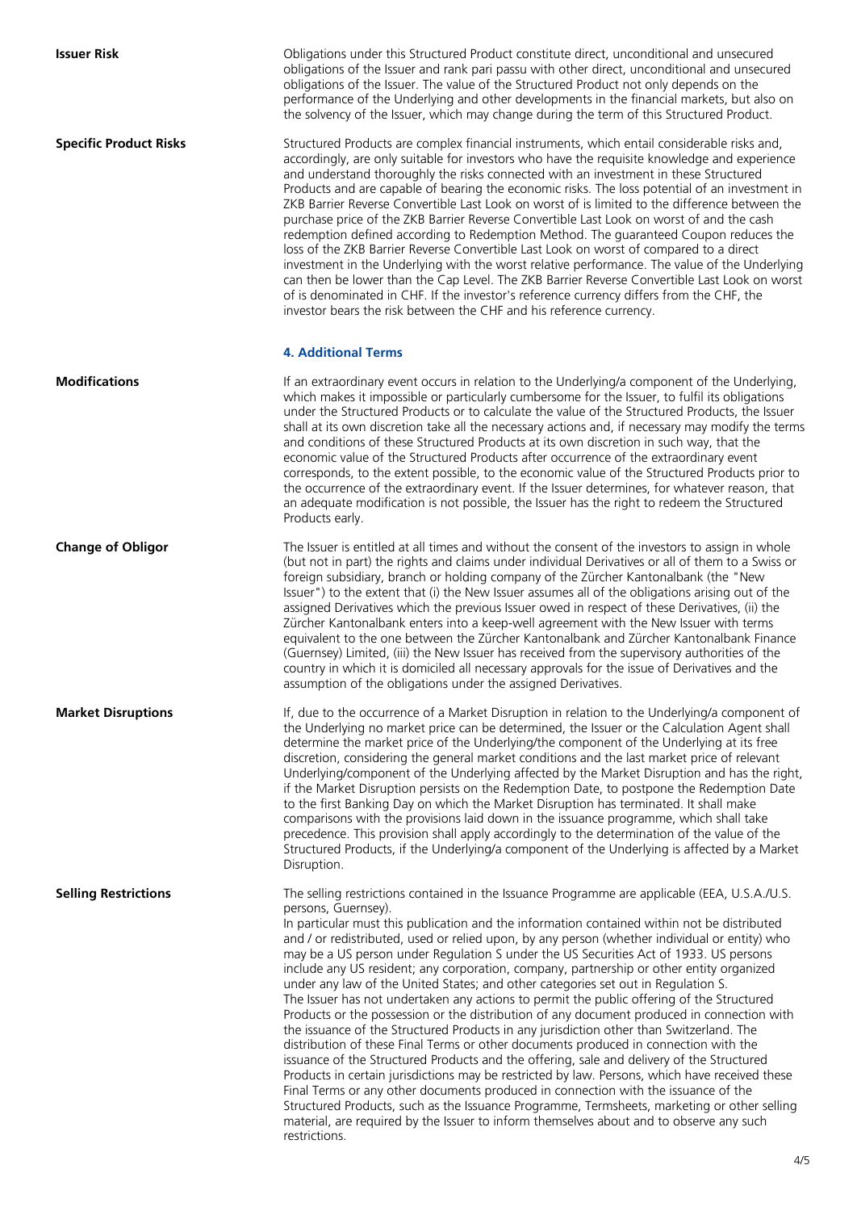**Issuer Risk**

Obligations under this Structured Product constitute direct, unconditional and unsecured obligations of the Issuer and rank pari passu with other direct, unconditional and unsecured obligations of the Issuer. The value of the Structured Product not only depends on the performance of the Underlying and other developments in the financial markets, but also on the solvency of the Issuer, which may change during the term of this Structured Product.

**Specific Product Risks**

Structured Products are complex financial instruments, which entail considerable risks and, accordingly, are only suitable for investors who have the requisite knowledge and experience and understand thoroughly the risks connected with an investment in these Structured Products and are capable of bearing the economic risks. The loss potential of an investment in ZKB Barrier Reverse Convertible Last Look on worst of is limited to the difference between the purchase price of the ZKB Barrier Reverse Convertible Last Look on worst of and the cash redemption defined according to Redemption Method. The guaranteed Coupon reduces the loss of the ZKB Barrier Reverse Convertible Last Look on worst of compared to a direct investment in the Underlying with the worst relative performance. The value of the Underlying can then be lower than the Cap Level. The ZKB Barrier Reverse Convertible Last Look on worst of is denominated in CHF. If the investor's reference currency differs from the CHF, the investor bears the risk between the CHF and his reference currency.

## 4. Additional Terms

**Modifications**

If an extraordinary event occurs in relation to the Underlying/a component of the Underlying, which makes it impossible or particularly cumbersome for the Issuer, to fulfil its obligations under the Structured Products or to calculate the value of the Structured Products, the Issuer shall at its own discretion take all the necessary actions and, if necessary may modify the terms and conditions of these Structured Products at its own discretion in such way, that the economic value of the Structured Products after occurrence of the extraordinary event corresponds, to the extent possible, to the economic value of the Structured Products prior to the occurrence of the extraordinary event. If the Issuer determines, for whatever reason, that an adequate modification is not possible, the Issuer has the right to redeem the Structured Products early.

**Change of Obligor**

The Issuer is entitled at all times and without the consent of the investors to assign in whole (but not in part) the rights and claims under individual Derivatives or all of them to a Swiss or foreign subsidiary, branch or holding company of the Zürcher Kantonalbank (the "New Issuer") to the extent that (i) the New Issuer assumes all of the obligations arising out of the assigned Derivatives which the previous Issuer owed in respect of these Derivatives, (ii) the Zürcher Kantonalbank enters into a keep-well agreement with the New Issuer with terms equivalent to the one between the Zürcher Kantonalbank and Zürcher Kantonalbank Finance (Guernsey) Limited, (iii) the New Issuer has received from the supervisory authorities of the country in which it is domiciled all necessary approvals for the issue of Derivatives and the assumption of the obligations under the assigned Derivatives.

**Market Disruptions**

If, due to the occurrence of a Market Disruption in relation to the Underlying/a component of the Underlying no market price can be determined, the Issuer or the Calculation Agent shall determine the market price of the Underlying/the component of the Underlying at its free discretion, considering the general market conditions and the last market price of relevant Underlying/component of the Underlying affected by the Market Disruption and has the right, if the Market Disruption persists on the Redemption Date, to postpone the Redemption Date to the first Banking Day on which the Market Disruption has terminated. It shall make comparisons with the provisions laid down in the issuance programme, which shall take precedence. This provision shall apply accordingly to the determination of the value of the Structured Products, if the Underlying/a component of the Underlying is affected by a Market Disruption.

**Selling Restrictions**

The selling restrictions contained in the Issuance Programme are applicable (EEA, U.S.A./U.S. persons, Guernsey).
In particular must this publication and the information contained within not be distributed and / or redistributed, used or relied upon, by any person (whether individual or entity) who may be a US person under Regulation S under the US Securities Act of 1933. US persons include any US resident; any corporation, company, partnership or other entity organized under any law of the United States; and other categories set out in Regulation S.
The Issuer has not undertaken any actions to permit the public offering of the Structured Products or the possession or the distribution of any document produced in connection with the issuance of the Structured Products in any jurisdiction other than Switzerland. The distribution of these Final Terms or other documents produced in connection with the issuance of the Structured Products and the offering, sale and delivery of the Structured Products in certain jurisdictions may be restricted by law. Persons, which have received these Final Terms or any other documents produced in connection with the issuance of the Structured Products, such as the Issuance Programme, Termsheets, marketing or other selling material, are required by the Issuer to inform themselves about and to observe any such restrictions.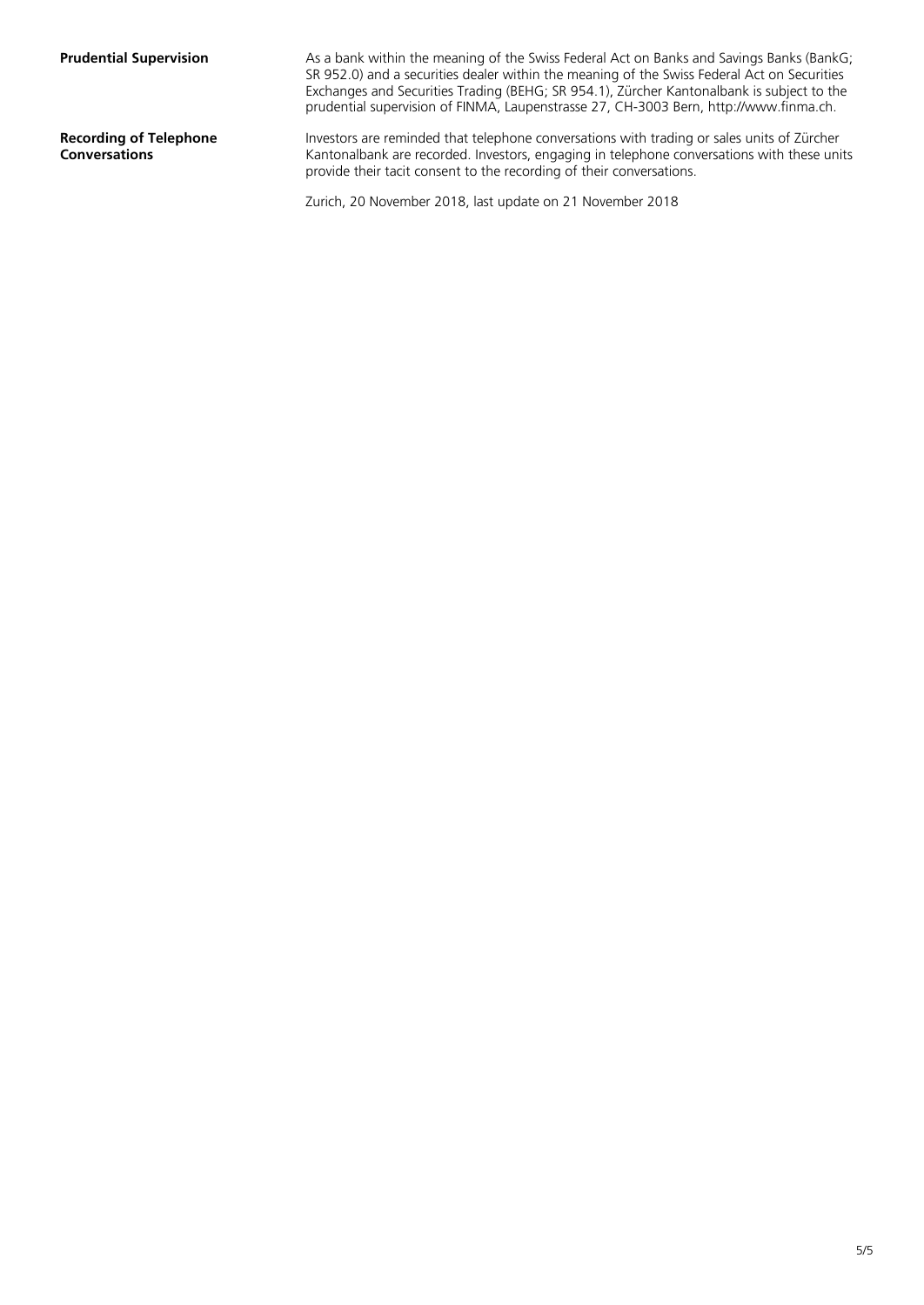**Prudential Supervision**

As a bank within the meaning of the Swiss Federal Act on Banks and Savings Banks (BankG; SR 952.0) and a securities dealer within the meaning of the Swiss Federal Act on Securities Exchanges and Securities Trading (BEHG; SR 954.1), Zürcher Kantonalbank is subject to the prudential supervision of FINMA, Laupenstrasse 27, CH-3003 Bern, http://www.finma.ch.

**Recording of Telephone Conversations**

Investors are reminded that telephone conversations with trading or sales units of Zürcher Kantonalbank are recorded. Investors, engaging in telephone conversations with these units provide their tacit consent to the recording of their conversations.

Zurich, 20 November 2018, last update on 21 November 2018